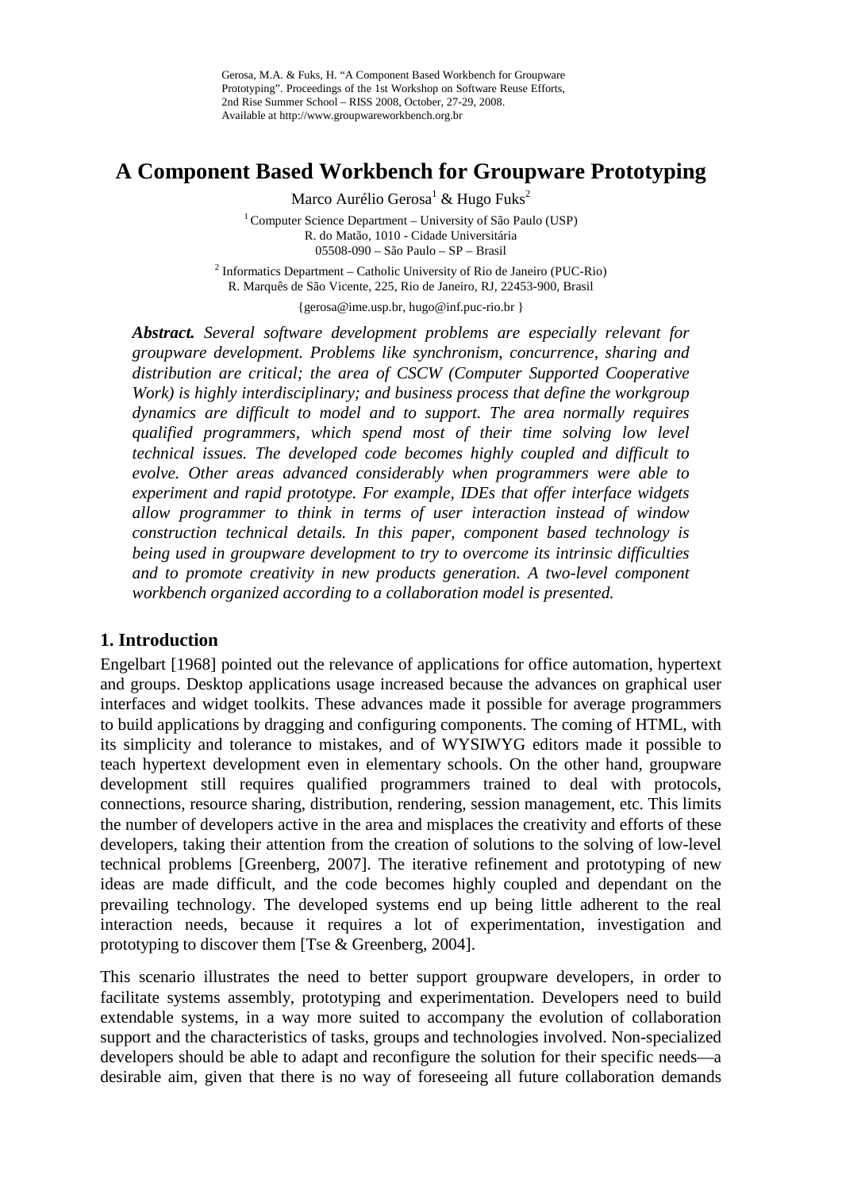Gerosa, M.A. & Fuks, H. "A Component Based Workbench for Groupware Prototyping". Proceedings of the 1st Workshop on Software Reuse Efforts, 2nd Rise Summer School – RISS 2008, October, 27-29, 2008. Available at http://www.groupwareworkbench.org.br

# A Component Based Workbench for Groupware Prototyping

Marco Aurélio Gerosa[1] & Hugo Fuks[2]

[1] Computer Science Department – University of São Paulo (USP)
R. do Matão, 1010 - Cidade Universitária
05508-090 – São Paulo – SP – Brasil

[2] Informatics Department – Catholic University of Rio de Janeiro (PUC-Rio)
R. Marquês de São Vicente, 225, Rio de Janeiro, RJ, 22453-900, Brasil

{gerosa@ime.usp.br, hugo@inf.puc-rio.br }

***Abstract.*** *Several software development problems are especially relevant for groupware development. Problems like synchronism, concurrence, sharing and distribution are critical; the area of CSCW (Computer Supported Cooperative Work) is highly interdisciplinary; and business process that define the workgroup dynamics are difficult to model and to support. The area normally requires qualified programmers, which spend most of their time solving low level technical issues. The developed code becomes highly coupled and difficult to evolve. Other areas advanced considerably when programmers were able to experiment and rapid prototype. For example, IDEs that offer interface widgets allow programmer to think in terms of user interaction instead of window construction technical details. In this paper, component based technology is being used in groupware development to try to overcome its intrinsic difficulties and to promote creativity in new products generation. A two-level component workbench organized according to a collaboration model is presented.*

## 1. Introduction

Engelbart [1968] pointed out the relevance of applications for office automation, hypertext and groups. Desktop applications usage increased because the advances on graphical user interfaces and widget toolkits. These advances made it possible for average programmers to build applications by dragging and configuring components. The coming of HTML, with its simplicity and tolerance to mistakes, and of WYSIWYG editors made it possible to teach hypertext development even in elementary schools. On the other hand, groupware development still requires qualified programmers trained to deal with protocols, connections, resource sharing, distribution, rendering, session management, etc. This limits the number of developers active in the area and misplaces the creativity and efforts of these developers, taking their attention from the creation of solutions to the solving of low-level technical problems [Greenberg, 2007]. The iterative refinement and prototyping of new ideas are made difficult, and the code becomes highly coupled and dependant on the prevailing technology. The developed systems end up being little adherent to the real interaction needs, because it requires a lot of experimentation, investigation and prototyping to discover them [Tse & Greenberg, 2004].

This scenario illustrates the need to better support groupware developers, in order to facilitate systems assembly, prototyping and experimentation. Developers need to build extendable systems, in a way more suited to accompany the evolution of collaboration support and the characteristics of tasks, groups and technologies involved. Non-specialized developers should be able to adapt and reconfigure the solution for their specific needs—a desirable aim, given that there is no way of foreseeing all future collaboration demands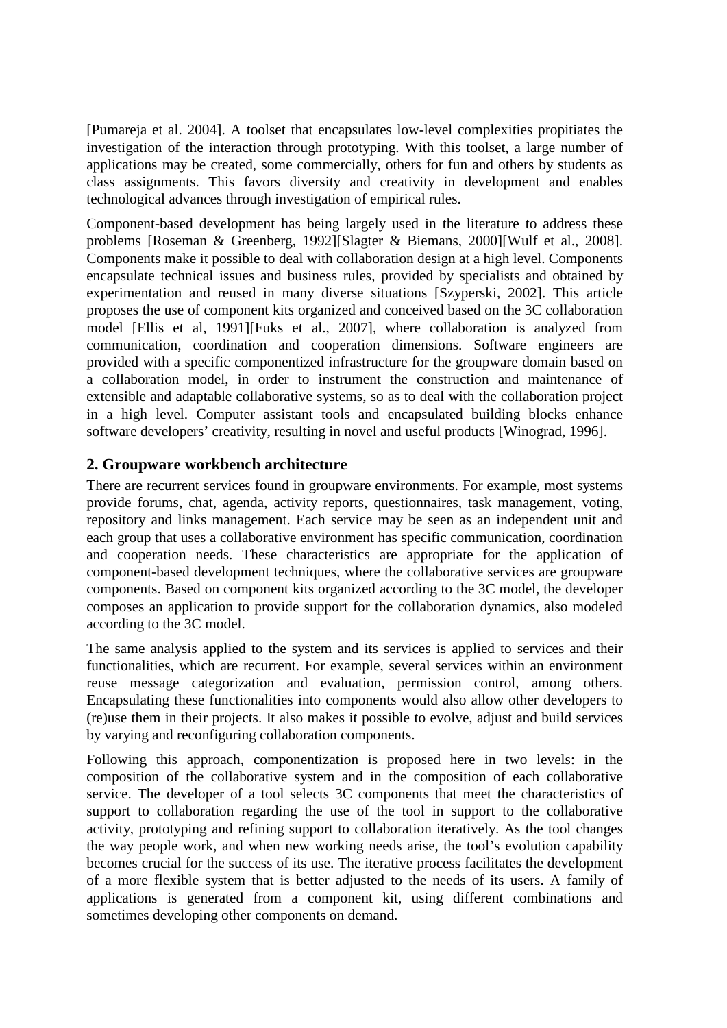[Pumareja et al. 2004]. A toolset that encapsulates low-level complexities propitiates the investigation of the interaction through prototyping. With this toolset, a large number of applications may be created, some commercially, others for fun and others by students as class assignments. This favors diversity and creativity in development and enables technological advances through investigation of empirical rules.

Component-based development has being largely used in the literature to address these problems [Roseman & Greenberg, 1992][Slagter & Biemans, 2000][Wulf et al., 2008]. Components make it possible to deal with collaboration design at a high level. Components encapsulate technical issues and business rules, provided by specialists and obtained by experimentation and reused in many diverse situations [Szyperski, 2002]. This article proposes the use of component kits organized and conceived based on the 3C collaboration model [Ellis et al, 1991][Fuks et al., 2007], where collaboration is analyzed from communication, coordination and cooperation dimensions. Software engineers are provided with a specific componentized infrastructure for the groupware domain based on a collaboration model, in order to instrument the construction and maintenance of extensible and adaptable collaborative systems, so as to deal with the collaboration project in a high level. Computer assistant tools and encapsulated building blocks enhance software developers' creativity, resulting in novel and useful products [Winograd, 1996].

## 2. Groupware workbench architecture

There are recurrent services found in groupware environments. For example, most systems provide forums, chat, agenda, activity reports, questionnaires, task management, voting, repository and links management. Each service may be seen as an independent unit and each group that uses a collaborative environment has specific communication, coordination and cooperation needs. These characteristics are appropriate for the application of component-based development techniques, where the collaborative services are groupware components. Based on component kits organized according to the 3C model, the developer composes an application to provide support for the collaboration dynamics, also modeled according to the 3C model.

The same analysis applied to the system and its services is applied to services and their functionalities, which are recurrent. For example, several services within an environment reuse message categorization and evaluation, permission control, among others. Encapsulating these functionalities into components would also allow other developers to (re)use them in their projects. It also makes it possible to evolve, adjust and build services by varying and reconfiguring collaboration components.

Following this approach, componentization is proposed here in two levels: in the composition of the collaborative system and in the composition of each collaborative service. The developer of a tool selects 3C components that meet the characteristics of support to collaboration regarding the use of the tool in support to the collaborative activity, prototyping and refining support to collaboration iteratively. As the tool changes the way people work, and when new working needs arise, the tool's evolution capability becomes crucial for the success of its use. The iterative process facilitates the development of a more flexible system that is better adjusted to the needs of its users. A family of applications is generated from a component kit, using different combinations and sometimes developing other components on demand.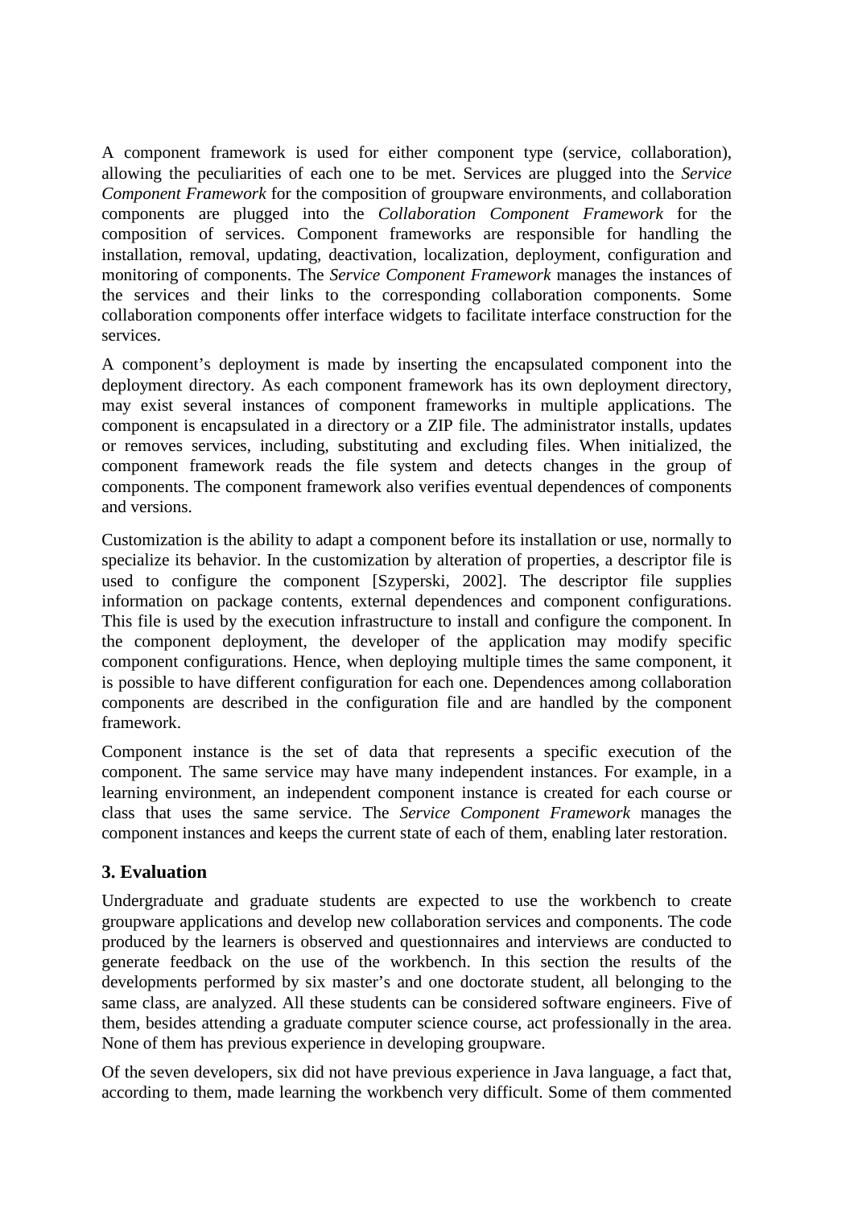A component framework is used for either component type (service, collaboration), allowing the peculiarities of each one to be met. Services are plugged into the *Service Component Framework* for the composition of groupware environments, and collaboration components are plugged into the *Collaboration Component Framework* for the composition of services. Component frameworks are responsible for handling the installation, removal, updating, deactivation, localization, deployment, configuration and monitoring of components. The *Service Component Framework* manages the instances of the services and their links to the corresponding collaboration components. Some collaboration components offer interface widgets to facilitate interface construction for the services.

A component's deployment is made by inserting the encapsulated component into the deployment directory. As each component framework has its own deployment directory, may exist several instances of component frameworks in multiple applications. The component is encapsulated in a directory or a ZIP file. The administrator installs, updates or removes services, including, substituting and excluding files. When initialized, the component framework reads the file system and detects changes in the group of components. The component framework also verifies eventual dependences of components and versions.

Customization is the ability to adapt a component before its installation or use, normally to specialize its behavior. In the customization by alteration of properties, a descriptor file is used to configure the component [Szyperski, 2002]. The descriptor file supplies information on package contents, external dependences and component configurations. This file is used by the execution infrastructure to install and configure the component. In the component deployment, the developer of the application may modify specific component configurations. Hence, when deploying multiple times the same component, it is possible to have different configuration for each one. Dependences among collaboration components are described in the configuration file and are handled by the component framework.

Component instance is the set of data that represents a specific execution of the component. The same service may have many independent instances. For example, in a learning environment, an independent component instance is created for each course or class that uses the same service. The *Service Component Framework* manages the component instances and keeps the current state of each of them, enabling later restoration.

## 3. Evaluation

Undergraduate and graduate students are expected to use the workbench to create groupware applications and develop new collaboration services and components. The code produced by the learners is observed and questionnaires and interviews are conducted to generate feedback on the use of the workbench. In this section the results of the developments performed by six master's and one doctorate student, all belonging to the same class, are analyzed. All these students can be considered software engineers. Five of them, besides attending a graduate computer science course, act professionally in the area. None of them has previous experience in developing groupware.

Of the seven developers, six did not have previous experience in Java language, a fact that, according to them, made learning the workbench very difficult. Some of them commented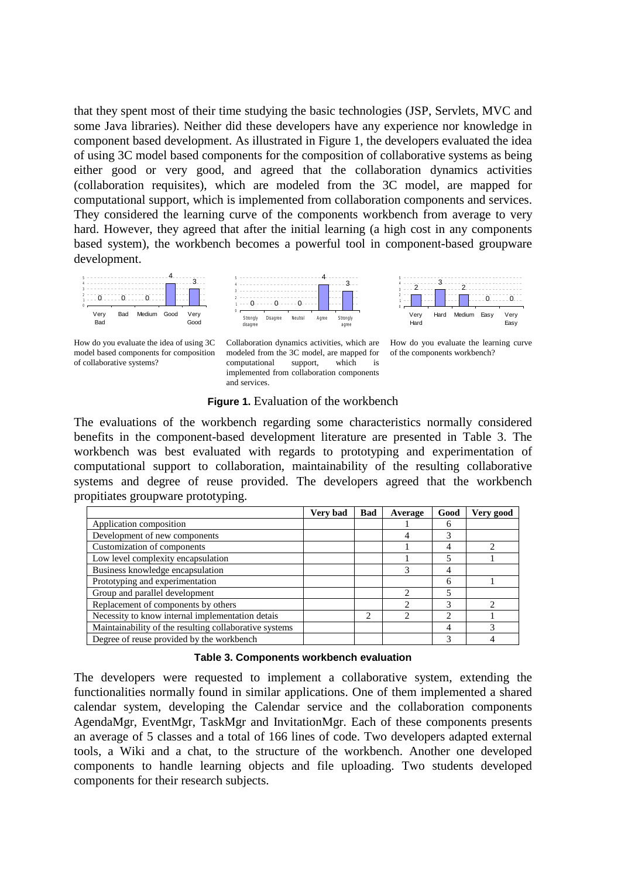that they spent most of their time studying the basic technologies (JSP, Servlets, MVC and some Java libraries). Neither did these developers have any experience nor knowledge in component based development. As illustrated in Figure 1, the developers evaluated the idea of using 3C model based components for the composition of collaborative systems as being either good or very good, and agreed that the collaboration dynamics activities (collaboration requisites), which are modeled from the 3C model, are mapped for computational support, which is implemented from collaboration components and services. They considered the learning curve of the components workbench from average to very hard. However, they agreed that after the initial learning (a high cost in any components based system), the workbench becomes a powerful tool in component-based groupware development.

How do you evaluate the idea of using 3C model based components for composition of collaborative systems?

Collaboration dynamics activities, which are modeled from the 3C model, are mapped for computational support, which is implemented from collaboration components and services.

How do you evaluate the learning curve of the components workbench?

**Figure 1.** Evaluation of the workbench

The evaluations of the workbench regarding some characteristics normally considered benefits in the component-based development literature are presented in Table 3. The workbench was best evaluated with regards to prototyping and experimentation of computational support to collaboration, maintainability of the resulting collaborative systems and degree of reuse provided. The developers agreed that the workbench propitiates groupware prototyping.

| | Very bad | Bad | Average | Good | Very good |
|---|---|---|---|---|---|
| Application composition | | | 1 | 6 | |
| Development of new components | | | 4 | 3 | |
| Customization of components | | | 1 | 4 | 2 |
| Low level complexity encapsulation | | | 1 | 5 | 1 |
| Business knowledge encapsulation | | | 3 | 4 | |
| Prototyping and experimentation | | | | 6 | 1 |
| Group and parallel development | | | 2 | 5 | |
| Replacement of components by others | | | 2 | 3 | 2 |
| Necessity to know internal implementation detais | | 2 | 2 | 2 | 1 |
| Maintainability of the resulting collaborative systems | | | | 4 | 3 |
| Degree of reuse provided by the workbench | | | | 3 | 4 |

**Table 3. Components workbench evaluation**

The developers were requested to implement a collaborative system, extending the functionalities normally found in similar applications. One of them implemented a shared calendar system, developing the Calendar service and the collaboration components AgendaMgr, EventMgr, TaskMgr and InvitationMgr. Each of these components presents an average of 5 classes and a total of 166 lines of code. Two developers adapted external tools, a Wiki and a chat, to the structure of the workbench. Another one developed components to handle learning objects and file uploading. Two students developed components for their research subjects.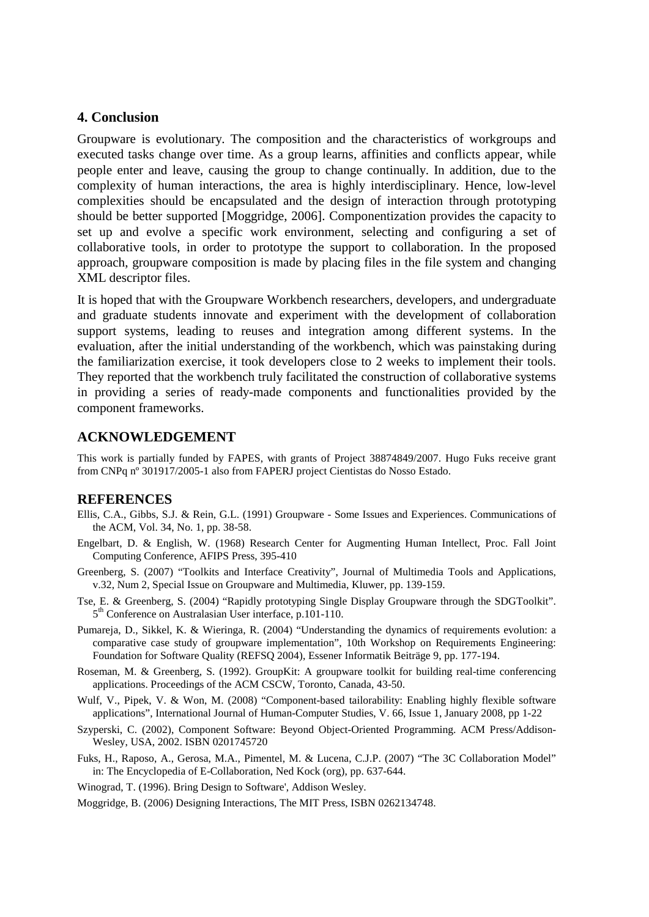## 4. Conclusion

Groupware is evolutionary. The composition and the characteristics of workgroups and executed tasks change over time. As a group learns, affinities and conflicts appear, while people enter and leave, causing the group to change continually. In addition, due to the complexity of human interactions, the area is highly interdisciplinary. Hence, low-level complexities should be encapsulated and the design of interaction through prototyping should be better supported [Moggridge, 2006]. Componentization provides the capacity to set up and evolve a specific work environment, selecting and configuring a set of collaborative tools, in order to prototype the support to collaboration. In the proposed approach, groupware composition is made by placing files in the file system and changing XML descriptor files.

It is hoped that with the Groupware Workbench researchers, developers, and undergraduate and graduate students innovate and experiment with the development of collaboration support systems, leading to reuses and integration among different systems. In the evaluation, after the initial understanding of the workbench, which was painstaking during the familiarization exercise, it took developers close to 2 weeks to implement their tools. They reported that the workbench truly facilitated the construction of collaborative systems in providing a series of ready-made components and functionalities provided by the component frameworks.

## ACKNOWLEDGEMENT

This work is partially funded by FAPES, with grants of Project 38874849/2007. Hugo Fuks receive grant from CNPq nº 301917/2005-1 also from FAPERJ project Cientistas do Nosso Estado.

## REFERENCES

Ellis, C.A., Gibbs, S.J. & Rein, G.L. (1991) Groupware - Some Issues and Experiences. Communications of the ACM, Vol. 34, No. 1, pp. 38-58.

Engelbart, D. & English, W. (1968) Research Center for Augmenting Human Intellect, Proc. Fall Joint Computing Conference, AFIPS Press, 395-410

Greenberg, S. (2007) "Toolkits and Interface Creativity", Journal of Multimedia Tools and Applications, v.32, Num 2, Special Issue on Groupware and Multimedia, Kluwer, pp. 139-159.

Tse, E. & Greenberg, S. (2004) "Rapidly prototyping Single Display Groupware through the SDGToolkit". 5th Conference on Australasian User interface, p.101-110.

Pumareja, D., Sikkel, K. & Wieringa, R. (2004) "Understanding the dynamics of requirements evolution: a comparative case study of groupware implementation", 10th Workshop on Requirements Engineering: Foundation for Software Quality (REFSQ 2004), Essener Informatik Beiträge 9, pp. 177-194.

Roseman, M. & Greenberg, S. (1992). GroupKit: A groupware toolkit for building real-time conferencing applications. Proceedings of the ACM CSCW, Toronto, Canada, 43-50.

Wulf, V., Pipek, V. & Won, M. (2008) "Component-based tailorability: Enabling highly flexible software applications", International Journal of Human-Computer Studies, V. 66, Issue 1, January 2008, pp 1-22

Szyperski, C. (2002), Component Software: Beyond Object-Oriented Programming. ACM Press/Addison-Wesley, USA, 2002. ISBN 0201745720

Fuks, H., Raposo, A., Gerosa, M.A., Pimentel, M. & Lucena, C.J.P. (2007) "The 3C Collaboration Model" in: The Encyclopedia of E-Collaboration, Ned Kock (org), pp. 637-644.

Winograd, T. (1996). Bring Design to Software', Addison Wesley.

Moggridge, B. (2006) Designing Interactions, The MIT Press, ISBN 0262134748.